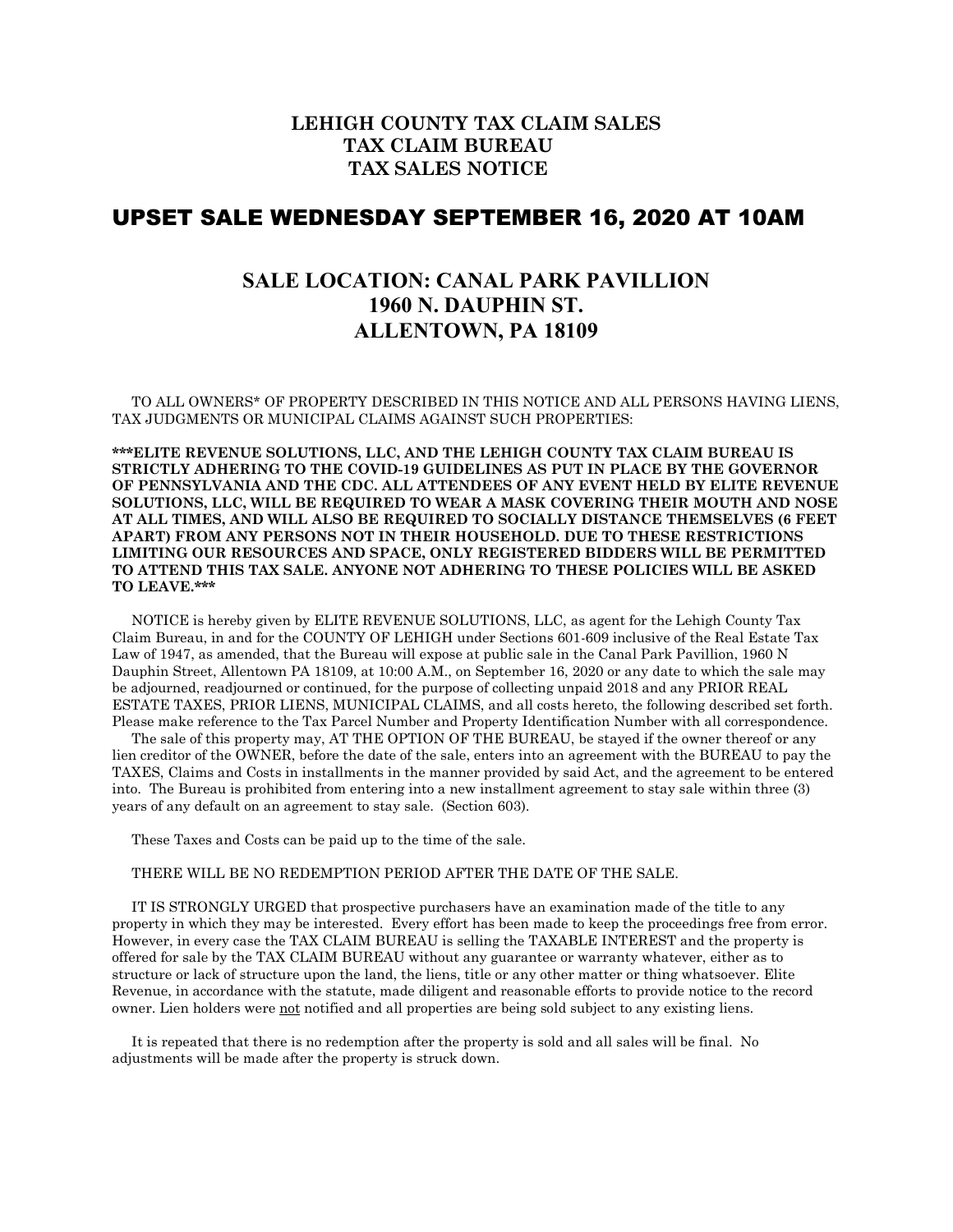# LEHIGH COUNTY TAX CLAIM SALES
# TAX CLAIM BUREAU
# TAX SALES NOTICE

# UPSET SALE WEDNESDAY SEPTEMBER 16, 2020 AT 10AM

## SALE LOCATION: CANAL PARK PAVILLION
## 1960 N. DAUPHIN ST.
## ALLENTOWN, PA 18109

TO ALL OWNERS* OF PROPERTY DESCRIBED IN THIS NOTICE AND ALL PERSONS HAVING LIENS, TAX JUDGMENTS OR MUNICIPAL CLAIMS AGAINST SUCH PROPERTIES:

**\*\*\*ELITE REVENUE SOLUTIONS, LLC, AND THE LEHIGH COUNTY TAX CLAIM BUREAU IS STRICTLY ADHERING TO THE COVID-19 GUIDELINES AS PUT IN PLACE BY THE GOVERNOR OF PENNSYLVANIA AND THE CDC. ALL ATTENDEES OF ANY EVENT HELD BY ELITE REVENUE SOLUTIONS, LLC, WILL BE REQUIRED TO WEAR A MASK COVERING THEIR MOUTH AND NOSE AT ALL TIMES, AND WILL ALSO BE REQUIRED TO SOCIALLY DISTANCE THEMSELVES (6 FEET APART) FROM ANY PERSONS NOT IN THEIR HOUSEHOLD. DUE TO THESE RESTRICTIONS LIMITING OUR RESOURCES AND SPACE, ONLY REGISTERED BIDDERS WILL BE PERMITTED TO ATTEND THIS TAX SALE. ANYONE NOT ADHERING TO THESE POLICIES WILL BE ASKED TO LEAVE.\*\*\***

NOTICE is hereby given by ELITE REVENUE SOLUTIONS, LLC, as agent for the Lehigh County Tax Claim Bureau, in and for the COUNTY OF LEHIGH under Sections 601-609 inclusive of the Real Estate Tax Law of 1947, as amended, that the Bureau will expose at public sale in the Canal Park Pavillion, 1960 N Dauphin Street, Allentown PA 18109, at 10:00 A.M., on September 16, 2020 or any date to which the sale may be adjourned, readjourned or continued, for the purpose of collecting unpaid 2018 and any PRIOR REAL ESTATE TAXES, PRIOR LIENS, MUNICIPAL CLAIMS, and all costs hereto, the following described set forth. Please make reference to the Tax Parcel Number and Property Identification Number with all correspondence.

The sale of this property may, AT THE OPTION OF THE BUREAU, be stayed if the owner thereof or any lien creditor of the OWNER, before the date of the sale, enters into an agreement with the BUREAU to pay the TAXES, Claims and Costs in installments in the manner provided by said Act, and the agreement to be entered into. The Bureau is prohibited from entering into a new installment agreement to stay sale within three (3) years of any default on an agreement to stay sale. (Section 603).

These Taxes and Costs can be paid up to the time of the sale.

THERE WILL BE NO REDEMPTION PERIOD AFTER THE DATE OF THE SALE.

IT IS STRONGLY URGED that prospective purchasers have an examination made of the title to any property in which they may be interested. Every effort has been made to keep the proceedings free from error. However, in every case the TAX CLAIM BUREAU is selling the TAXABLE INTEREST and the property is offered for sale by the TAX CLAIM BUREAU without any guarantee or warranty whatever, either as to structure or lack of structure upon the land, the liens, title or any other matter or thing whatsoever. Elite Revenue, in accordance with the statute, made diligent and reasonable efforts to provide notice to the record owner. Lien holders were <u>not</u> notified and all properties are being sold subject to any existing liens.

It is repeated that there is no redemption after the property is sold and all sales will be final. No adjustments will be made after the property is struck down.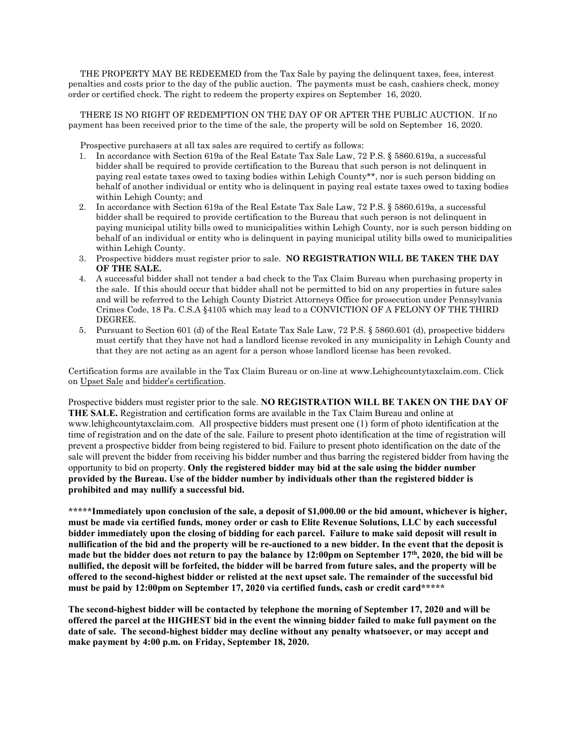THE PROPERTY MAY BE REDEEMED from the Tax Sale by paying the delinquent taxes, fees, interest penalties and costs prior to the day of the public auction. The payments must be cash, cashiers check, money order or certified check. The right to redeem the property expires on September 16, 2020.

THERE IS NO RIGHT OF REDEMPTION ON THE DAY OF OR AFTER THE PUBLIC AUCTION. If no payment has been received prior to the time of the sale, the property will be sold on September 16, 2020.

Prospective purchasers at all tax sales are required to certify as follows:

1. In accordance with Section 619a of the Real Estate Tax Sale Law, 72 P.S. § 5860.619a, a successful bidder shall be required to provide certification to the Bureau that such person is not delinquent in paying real estate taxes owed to taxing bodies within Lehigh County**, nor is such person bidding on behalf of another individual or entity who is delinquent in paying real estate taxes owed to taxing bodies within Lehigh County; and
2. In accordance with Section 619a of the Real Estate Tax Sale Law, 72 P.S. § 5860.619a, a successful bidder shall be required to provide certification to the Bureau that such person is not delinquent in paying municipal utility bills owed to municipalities within Lehigh County, nor is such person bidding on behalf of an individual or entity who is delinquent in paying municipal utility bills owed to municipalities within Lehigh County.
3. Prospective bidders must register prior to sale. **NO REGISTRATION WILL BE TAKEN THE DAY OF THE SALE.**
4. A successful bidder shall not tender a bad check to the Tax Claim Bureau when purchasing property in the sale. If this should occur that bidder shall not be permitted to bid on any properties in future sales and will be referred to the Lehigh County District Attorneys Office for prosecution under Pennsylvania Crimes Code, 18 Pa. C.S.A §4105 which may lead to a CONVICTION OF A FELONY OF THE THIRD DEGREE.
5. Pursuant to Section 601 (d) of the Real Estate Tax Sale Law, 72 P.S. § 5860.601 (d), prospective bidders must certify that they have not had a landlord license revoked in any municipality in Lehigh County and that they are not acting as an agent for a person whose landlord license has been revoked.

Certification forms are available in the Tax Claim Bureau or on-line at www.Lehighcountytaxclaim.com. Click on Upset Sale and bidder's certification.

Prospective bidders must register prior to the sale. **NO REGISTRATION WILL BE TAKEN ON THE DAY OF THE SALE.** Registration and certification forms are available in the Tax Claim Bureau and online at www.lehighcountytaxclaim.com. All prospective bidders must present one (1) form of photo identification at the time of registration and on the date of the sale. Failure to present photo identification at the time of registration will prevent a prospective bidder from being registered to bid. Failure to present photo identification on the date of the sale will prevent the bidder from receiving his bidder number and thus barring the registered bidder from having the opportunity to bid on property. **Only the registered bidder may bid at the sale using the bidder number provided by the Bureau. Use of the bidder number by individuals other than the registered bidder is prohibited and may nullify a successful bid.**

**\*\*\*\*\*Immediately upon conclusion of the sale, a deposit of $1,000.00 or the bid amount, whichever is higher, must be made via certified funds, money order or cash to Elite Revenue Solutions, LLC by each successful bidder immediately upon the closing of bidding for each parcel. Failure to make said deposit will result in nullification of the bid and the property will be re-auctioned to a new bidder. In the event that the deposit is made but the bidder does not return to pay the balance by 12:00pm on September 17th, 2020, the bid will be nullified, the deposit will be forfeited, the bidder will be barred from future sales, and the property will be offered to the second-highest bidder or relisted at the next upset sale. The remainder of the successful bid must be paid by 12:00pm on September 17, 2020 via certified funds, cash or credit card\*\*\*\*\***

**The second-highest bidder will be contacted by telephone the morning of September 17, 2020 and will be offered the parcel at the HIGHEST bid in the event the winning bidder failed to make full payment on the date of sale. The second-highest bidder may decline without any penalty whatsoever, or may accept and make payment by 4:00 p.m. on Friday, September 18, 2020.**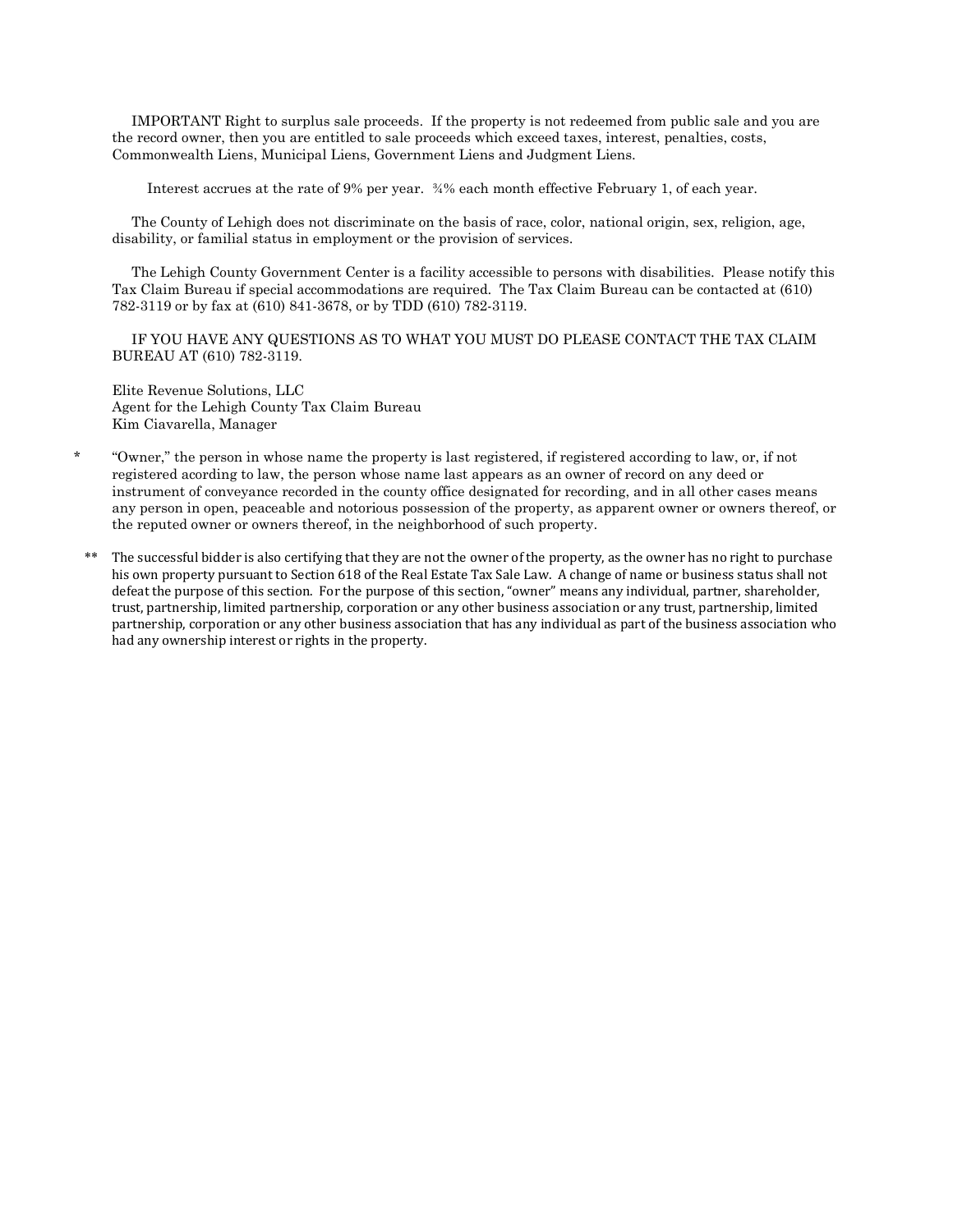IMPORTANT Right to surplus sale proceeds. If the property is not redeemed from public sale and you are the record owner, then you are entitled to sale proceeds which exceed taxes, interest, penalties, costs, Commonwealth Liens, Municipal Liens, Government Liens and Judgment Liens.

Interest accrues at the rate of 9% per year. ¾% each month effective February 1, of each year.

The County of Lehigh does not discriminate on the basis of race, color, national origin, sex, religion, age, disability, or familial status in employment or the provision of services.

The Lehigh County Government Center is a facility accessible to persons with disabilities. Please notify this Tax Claim Bureau if special accommodations are required. The Tax Claim Bureau can be contacted at (610) 782-3119 or by fax at (610) 841-3678, or by TDD (610) 782-3119.

IF YOU HAVE ANY QUESTIONS AS TO WHAT YOU MUST DO PLEASE CONTACT THE TAX CLAIM BUREAU AT (610) 782-3119.

Elite Revenue Solutions, LLC
Agent for the Lehigh County Tax Claim Bureau
Kim Ciavarella, Manager

\* "Owner," the person in whose name the property is last registered, if registered according to law, or, if not registered acording to law, the person whose name last appears as an owner of record on any deed or instrument of conveyance recorded in the county office designated for recording, and in all other cases means any person in open, peaceable and notorious possession of the property, as apparent owner or owners thereof, or the reputed owner or owners thereof, in the neighborhood of such property.

\*\* The successful bidder is also certifying that they are not the owner of the property, as the owner has no right to purchase his own property pursuant to Section 618 of the Real Estate Tax Sale Law. A change of name or business status shall not defeat the purpose of this section. For the purpose of this section, "owner" means any individual, partner, shareholder, trust, partnership, limited partnership, corporation or any other business association or any trust, partnership, limited partnership, corporation or any other business association that has any individual as part of the business association who had any ownership interest or rights in the property.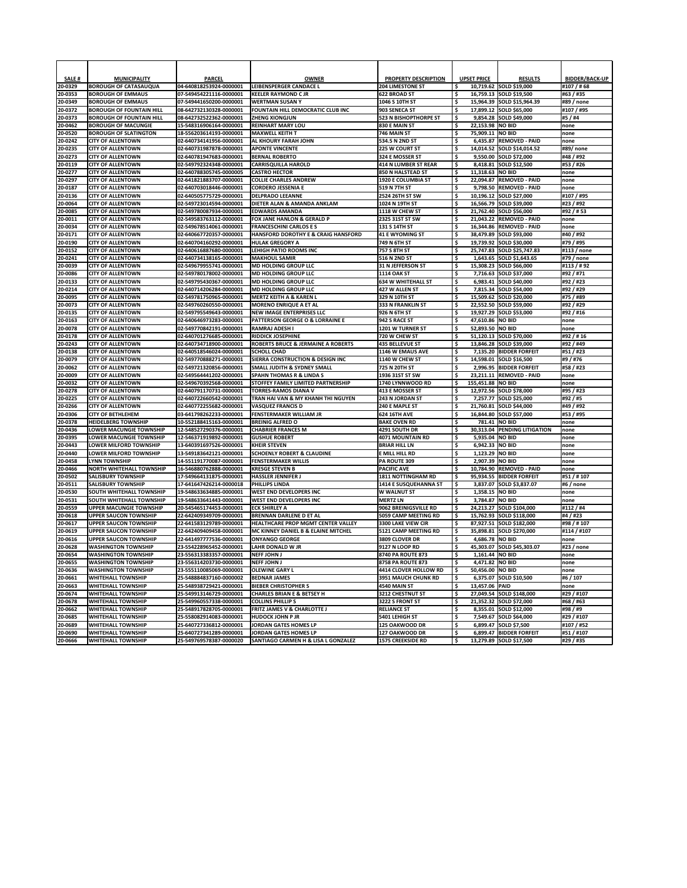| SALE # | MUNICIPALITY | PARCEL | OWNER | PROPERTY DESCRIPTION | UPSET PRICE | RESULTS | BIDDER/BACK-UP |
|---|---|---|---|---|---|---|---|
| 20-0329 | BOROUGH OF CATASAUQUA | 04-640818253924-0000001 | LEIBENSPERGER CANDACE L | 204 LIMESTONE ST | $ 10,719.62 | SOLD $19,000 | #107 / # 68 |
| 20-0353 | BOROUGH OF EMMAUS | 07-549454221116-0000001 | KEELER RAYMOND C JR | 622 BROAD ST | $ 16,759.13 | SOLD $19,500 | #63 / #35 |
| 20-0349 | BOROUGH OF EMMAUS | 07-549441650200-0000001 | WERTMAN SUSAN Y | 1046 S 10TH ST | $ 15,964.39 | SOLD $15,964.39 | #89 / none |
| 20-0372 | BOROUGH OF FOUNTAIN HILL | 08-642732130328-0000001 | FOUNTAIN HILL DEMOCRATIC CLUB INC | 903 SENECA ST | $ 17,899.12 | SOLD $65,000 | #107 / #95 |
| 20-0373 | BOROUGH OF FOUNTAIN HILL | 08-642732522362-0000001 | ZHENG XIONGJUN | 523 N BISHOPTHORPE ST | $ 9,854.28 | SOLD $49,000 | #5 / #4 |
| 20-0462 | BOROUGH OF MACUNGIE | 15-548316906164-0000001 | REINHART MARY LOU | 830 E MAIN ST | $ 22,153.98 | NO BID | none |
| 20-0520 | BOROUGH OF SLATINGTON | 18-556203614193-0000001 | MAXWELL KEITH T | 746 MAIN ST | $ 75,909.11 | NO BID | none |
| 20-0242 | CITY OF ALLENTOWN | 02-640734141956-0000001 | AL KHOURY FARAH JOHN | 534.5 N 2ND ST | $ 6,435.87 | REMOVED - PAID | none |
| 20-0235 | CITY OF ALLENTOWN | 02-640731987878-0000001 | APONTE VINCENTE | 225 W COURT ST | $ 14,014.52 | SOLD $14,014.52 | #89/ none |
| 20-0273 | CITY OF ALLENTOWN | 02-640781947683-0000001 | BERNAL ROBERTO | 324 E MOSSER ST | $ 9,550.00 | SOLD $72,000 | #48 / #92 |
| 20-0119 | CITY OF ALLENTOWN | 02-549792324348-0000001 | CARRISQUILLA HAROLD | 414 N LUMBER ST REAR | $ 8,418.81 | SOLD $12,500 | #53 / #26 |
| 20-0277 | CITY OF ALLENTOWN | 02-640788305745-0000005 | CASTRO HECTOR | 850 N HALSTEAD ST | $ 11,318.63 | NO BID | none |
| 20-0297 | CITY OF ALLENTOWN | 02-641821883707-0000001 | COLLIE CHARLES ANDREW | 1920 E COLUMBIA ST | $ 22,094.87 | REMOVED - PAID | none |
| 20-0187 | CITY OF ALLENTOWN | 02-640703018446-0000001 | CORDERO JESSENIA E | 519 N 7TH ST | $ 9,798.50 | REMOVED - PAID | none |
| 20-0136 | CITY OF ALLENTOWN | 02-640505775729-0000001 | DELPRADO LEEANNE | 2524 26TH ST SW | $ 10,196.12 | SOLD $27,000 | #107 / #95 |
| 20-0064 | CITY OF ALLENTOWN | 02-549723014594-0000001 | DIETER ALAN & AMANDA ANKLAM | 1024 N 19TH ST | $ 16,566.79 | SOLD $39,000 | #23 / #92 |
| 20-0085 | CITY OF ALLENTOWN | 02-549780087934-0000001 | EDWARDS AMANDA | 1118 W CHEW ST | $ 21,762.40 | SOLD $56,000 | #92 / # 53 |
| 20-0011 | CITY OF ALLENTOWN | 02-549583763112-0000001 | FOX JANE HANLON & GERALD P | 2325 31ST ST SW | $ 21,043.22 | REMOVED - PAID | none |
| 20-0034 | CITY OF ALLENTOWN | 02-549678514061-0000001 | FRANCESCHINI CARLOS E S | 131 S 14TH ST | $ 16,344.86 | REMOVED - PAID | none |
| 20-0171 | CITY OF ALLENTOWN | 02-640667720357-0000001 | HANSFORD DOROTHY E & CRAIG HANSFORD | 41 E WYOMING ST | $ 38,479.89 | SOLD $93,000 | #40 / #92 |
| 20-0190 | CITY OF ALLENTOWN | 02-640704160292-0000001 | HULAK GREGORY A | 749 N 6TH ST | $ 19,739.92 | SOLD $30,000 | #79 / #95 |
| 20-0152 | CITY OF ALLENTOWN | 02-640616887680-0000001 | LEHIGH PATIO ROOMS INC | 757 S 8TH ST | $ 25,747.83 | SOLD $25,747.83 | #113 / none |
| 20-0241 | CITY OF ALLENTOWN | 02-640734138165-0000001 | MAKHOUL SAMIR | 516 N 2ND ST | $ 1,643.65 | SOLD $1,643.65 | #79 / none |
| 20-0039 | CITY OF ALLENTOWN | 02-549679955741-0000001 | MD HOLDING GROUP LLC | 31 N JEFFERSON ST | $ 15,308.23 | SOLD $66,000 | #113 / # 92 |
| 20-0086 | CITY OF ALLENTOWN | 02-549780178002-0000001 | MD HOLDING GROUP LLC | 1114 OAK ST | $ 7,716.63 | SOLD $37,000 | #92 / #71 |
| 20-0133 | CITY OF ALLENTOWN | 02-549795430367-0000001 | MD HOLDING GROUP LLC | 634 W WHITEHALL ST | $ 6,983.41 | SOLD $40,000 | #92 / #23 |
| 20-0214 | CITY OF ALLENTOWN | 02-640714206284-0000001 | MD HOLDING GROUP LLC | 427 W ALLEN ST | $ 7,815.34 | SOLD $54,000 | #92 / #29 |
| 20-0095 | CITY OF ALLENTOWN | 02-549781750965-0000001 | MERTZ KEITH A & KAREN L | 329 N 10TH ST | $ 15,509.62 | SOLD $20,000 | #75 / #89 |
| 20-0073 | CITY OF ALLENTOWN | 02-549760260550-0000001 | MORENO ENRIQUE A ET AL | 333 N FRANKLIN ST | $ 22,552.50 | SOLD $59,000 | #92 / #29 |
| 20-0135 | CITY OF ALLENTOWN | 02-549795549643-0000001 | NEW IMAGE ENTERPRISES LLC | 926 N 6TH ST | $ 19,927.29 | SOLD $53,000 | #92 / #16 |
| 20-0163 | CITY OF ALLENTOWN | 02-640646973283-0000001 | PATTERSON GEORGE O & LORRAINE E | 942 S RACE ST | $ 47,610.86 | NO BID | none |
| 20-0078 | CITY OF ALLENTOWN | 02-549770842191-0000001 | RAMRAJ ADESH I | 1201 W TURNER ST | $ 52,893.50 | NO BID | none |
| 20-0178 | CITY OF ALLENTOWN | 02-640701276685-0000001 | RIDDICK JOSEPHINE | 720 W CHEW ST | $ 51,120.13 | SOLD $70,000 | #92 / # 16 |
| 20-0243 | CITY OF ALLENTOWN | 02-640734718900-0000001 | ROBERTS BRUCE & JERMAINE A ROBERTS | 435 BELLEVUE ST | $ 13,846.28 | SOLD $39,000 | #92 / #49 |
| 20-0138 | CITY OF ALLENTOWN | 02-640518546024-0000001 | SCHOLL CHAD | 1146 W EMAUS AVE | $ 7,135.20 | BIDDER FORFEIT | #51 / #23 |
| 20-0079 | CITY OF ALLENTOWN | 02-549770888271-0000001 | SIERRA CONSTRUCTION & DESIGN INC | 1140 W CHEW ST | $ 14,598.01 | SOLD $16,500 | #9 / #76 |
| 20-0062 | CITY OF ALLENTOWN | 02-549721320856-0000001 | SMALL JUDITH & SYDNEY SMALL | 725 N 20TH ST | $ 2,996.95 | BIDDER FORFEIT | #58 / #23 |
| 20-0009 | CITY OF ALLENTOWN | 02-549564441202-0000001 | SPAHN THOMAS R & LINDA S | 1936 31ST ST SW | $ 23,211.11 | REMOVED - PAID | none |
| 20-0032 | CITY OF ALLENTOWN | 02-549670392568-0000001 | STOFFEY FAMILY LIMITED PARTNERSHIP | 1740 LYNNWOOD RD | $ 155,451.88 | NO BID | none |
| 20-0278 | CITY OF ALLENTOWN | 02-640791170731-0000001 | TORRES-RAMOS DIANA V | 413 E MOSSER ST | $ 12,972.56 | SOLD $78,000 | #95 / #23 |
| 20-0225 | CITY OF ALLENTOWN | 02-640722660542-0000001 | TRAN HAI VAN & MY KHANH THI NGUYEN | 243 N JORDAN ST | $ 7,257.77 | SOLD $25,000 | #92 / #5 |
| 20-0266 | CITY OF ALLENTOWN | 02-640772255682-0000001 | VASQUEZ FRANCIS D | 240 E MAPLE ST | $ 21,760.81 | SOLD $44,000 | #49 / #92 |
| 20-0306 | CITY OF BETHLEHEM | 03-641798262233-0000001 | FENSTERMAKER WILLIAM JR | 624 16TH AVE | $ 16,844.80 | SOLD $57,000 | #53 / #95 |
| 20-0378 | HEIDELBERG TOWNSHIP | 10-552188415163-0000001 | BREINIG ALFRED O | BAKE OVEN RD | $ 781.41 | NO BID | none |
| 20-0436 | LOWER MACUNGIE TOWNSHIP | 12-548527290376-0000001 | CHABRIER FRANCES M | 4291 SOUTH DR | $ 30,313.04 | PENDING LITIGATION | none |
| 20-0395 | LOWER MACUNGIE TOWNSHIP | 12-546371919892-0000001 | GUSHUE ROBERT | 4071 MOUNTAIN RD | $ 5,935.04 | NO BID | none |
| 20-0443 | LOWER MILFORD TOWNSHIP | 13-640391697526-0000001 | KHEIR STEVEN | BRIAR HILL LN | $ 6,942.33 | NO BID | none |
| 20-0440 | LOWER MILFORD TOWNSHIP | 13-549183642121-0000001 | SCHOENLY ROBERT & CLAUDINE | E MILL HILL RD | $ 1,123.29 | NO BID | none |
| 20-0458 | LYNN TOWNSHIP | 14-551191770087-0000001 | FENSTERMAKER WILLIS | PA ROUTE 309 | $ 2,907.39 | NO BID | none |
| 20-0466 | NORTH WHITEHALL TOWNSHIP | 16-546880762888-0000001 | KRESGE STEVEN B | PACIFIC AVE | $ 10,784.90 | REMOVED - PAID | none |
| 20-0502 | SALISBURY TOWNSHIP | 17-549664131875-0000001 | HASSLER JENNIFER J | 1811 NOTTINGHAM RD | $ 95,934.55 | BIDDER FORFEIT | #51 / # 107 |
| 20-0511 | SALISBURY TOWNSHIP | 17-641647426214-0000018 | PHILLIPS LINDA | 1414 E SUSQUEHANNA ST | $ 3,837.07 | SOLD $3,837.07 | #6 / none |
| 20-0530 | SOUTH WHITEHALL TOWNSHIP | 19-548633634885-0000001 | WEST END DEVELOPERS INC | W WALNUT ST | $ 1,358.15 | NO BID | none |
| 20-0531 | SOUTH WHITEHALL TOWNSHIP | 19-548633641443-0000001 | WEST END DEVELOPERS INC | MERTZ LN | $ 3,784.87 | NO BID | none |
| 20-0559 | UPPER MACUNGIE TOWNSHIP | 20-545465174453-0000001 | ECK SHIRLEY A | 9062 BREINIGSVILLE RD | $ 24,213.27 | SOLD $104,000 | #112 / #4 |
| 20-0618 | UPPER SAUCON TOWNSHIP | 22-642409349709-0000001 | BRENNAN DARLENE D ET AL | 5059 CAMP MEETING RD | $ 15,762.93 | SOLD $118,000 | #4 / #23 |
| 20-0617 | UPPER SAUCON TOWNSHIP | 22-641583129789-0000001 | HEALTHCARE PROP MGMT CENTER VALLEY | 3300 LAKE VIEW CIR | $ 87,927.51 | SOLD $182,000 | #98 / # 107 |
| 20-0619 | UPPER SAUCON TOWNSHIP | 22-642409409458-0000001 | MC KINNEY DANIEL B & ELAINE MITCHEL | 5121 CAMP MEETING RD | $ 35,898.81 | SOLD $270,000 | #114 / #107 |
| 20-0616 | UPPER SAUCON TOWNSHIP | 22-641497777536-0000001 | ONYANGO GEORGE | 3809 CLOVER DR | $ 4,686.78 | NO BID | none |
| 20-0628 | WASHINGTON TOWNSHIP | 23-554228965452-0000001 | LAHR DONALD W JR | 9127 N LOOP RD | $ 45,303.07 | SOLD $45,303.07 | #23 / none |
| 20-0654 | WASHINGTON TOWNSHIP | 23-556313383357-0000001 | NEFF JOHN J | 8740 PA ROUTE 873 | $ 1,161.44 | NO BID | none |
| 20-0655 | WASHINGTON TOWNSHIP | 23-556314203730-0000001 | NEFF JOHN J | 8758 PA ROUTE 873 | $ 4,471.82 | NO BID | none |
| 20-0636 | WASHINGTON TOWNSHIP | 23-555110085069-0000001 | OLEWINE GARY L | 4414 CLOVER HOLLOW RD | $ 50,456.00 | NO BID | none |
| 20-0661 | WHITEHALL TOWNSHIP | 25-548884837160-0000002 | BEDNAR JAMES | 3951 MAUCH CHUNK RD | $ 6,375.07 | SOLD $10,500 | #6 / 107 |
| 20-0663 | WHITEHALL TOWNSHIP | 25-548938729421-0000001 | BIEBER CHRISTOPHER S | 4540 MAIN ST | $ 13,457.06 | PAID | none |
| 20-0674 | WHITEHALL TOWNSHIP | 25-549913146729-0000001 | CHARLES BRIAN E & BETSEY H | 3212 CHESTNUT ST | $ 27,049.54 | SOLD $148,000 | #29 / #107 |
| 20-0678 | WHITEHALL TOWNSHIP | 25-549960557338-0000001 | COLLINS PHILLIP S | 3222 S FRONT ST | $ 21,352.32 | SOLD $72,000 | #68 / #63 |
| 20-0662 | WHITEHALL TOWNSHIP | 25-548917828705-0000001 | FRITZ JAMES V & CHARLOTTE J | RELIANCE ST | $ 8,355.01 | SOLD $12,000 | #98 / #9 |
| 20-0685 | WHITEHALL TOWNSHIP | 25-558082914083-0000001 | HUDOCK JOHN P JR | 5401 LEHIGH ST | $ 7,549.67 | SOLD $64,000 | #29 / #107 |
| 20-0689 | WHITEHALL TOWNSHIP | 25-640727336812-0000001 | JORDAN GATES HOMES LP | 125 OAKWOOD DR | $ 6,899.47 | SOLD $7,500 | #107 / #52 |
| 20-0690 | WHITEHALL TOWNSHIP | 25-640727341289-0000001 | JORDAN GATES HOMES LP | 127 OAKWOOD DR | $ 6,899.47 | BIDDER FORFEIT | #51 / #107 |
| 20-0666 | WHITEHALL TOWNSHIP | 25-549769578387-0000020 | SANTIAGO CARMEN H & LISA L GONZALEZ | 1575 CREEKSIDE RD | $ 13,279.89 | SOLD $17,500 | #29 / #35 |